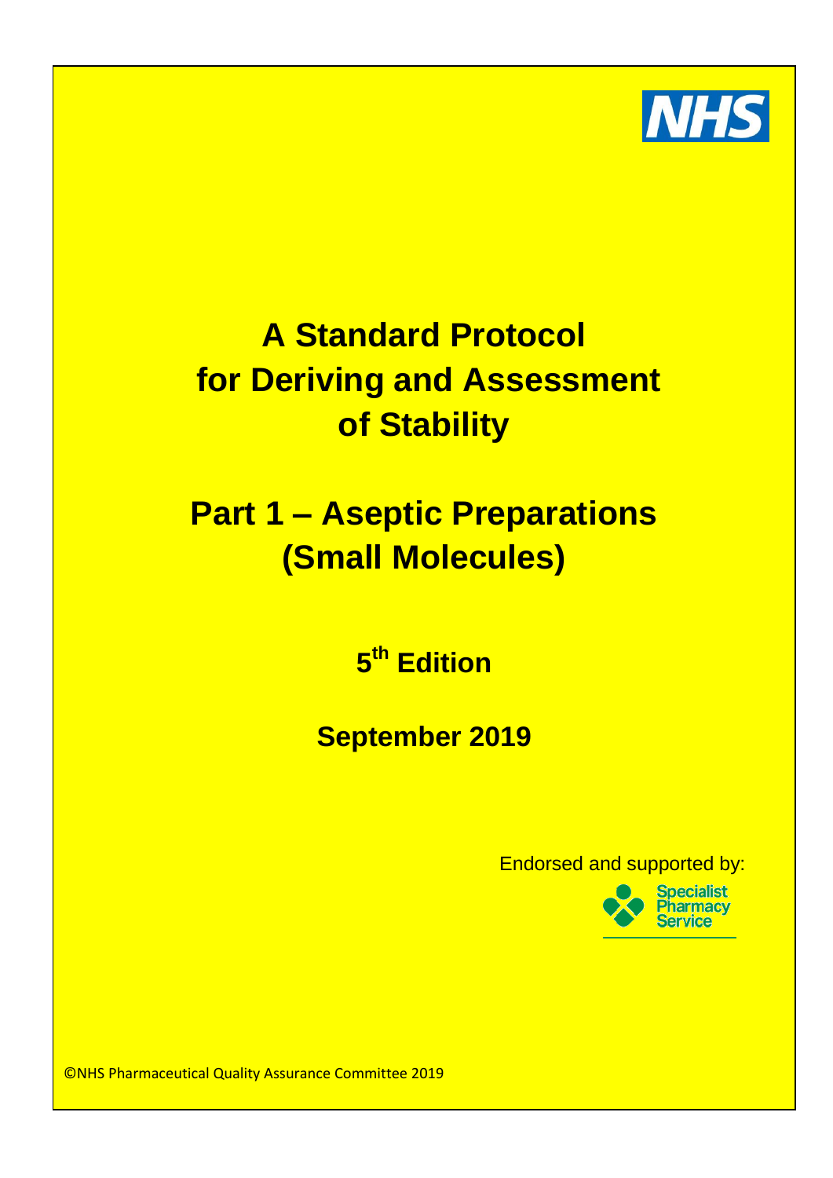NHS

# A Standard Protocol for Deriving and Assessment of Stability

# Part 1 – Aseptic Preparations (Small Molecules)

## 5th Edition

## September 2019

Endorsed and supported by:

Specialist Pharmacy Service

©NHS Pharmaceutical Quality Assurance Committee 2019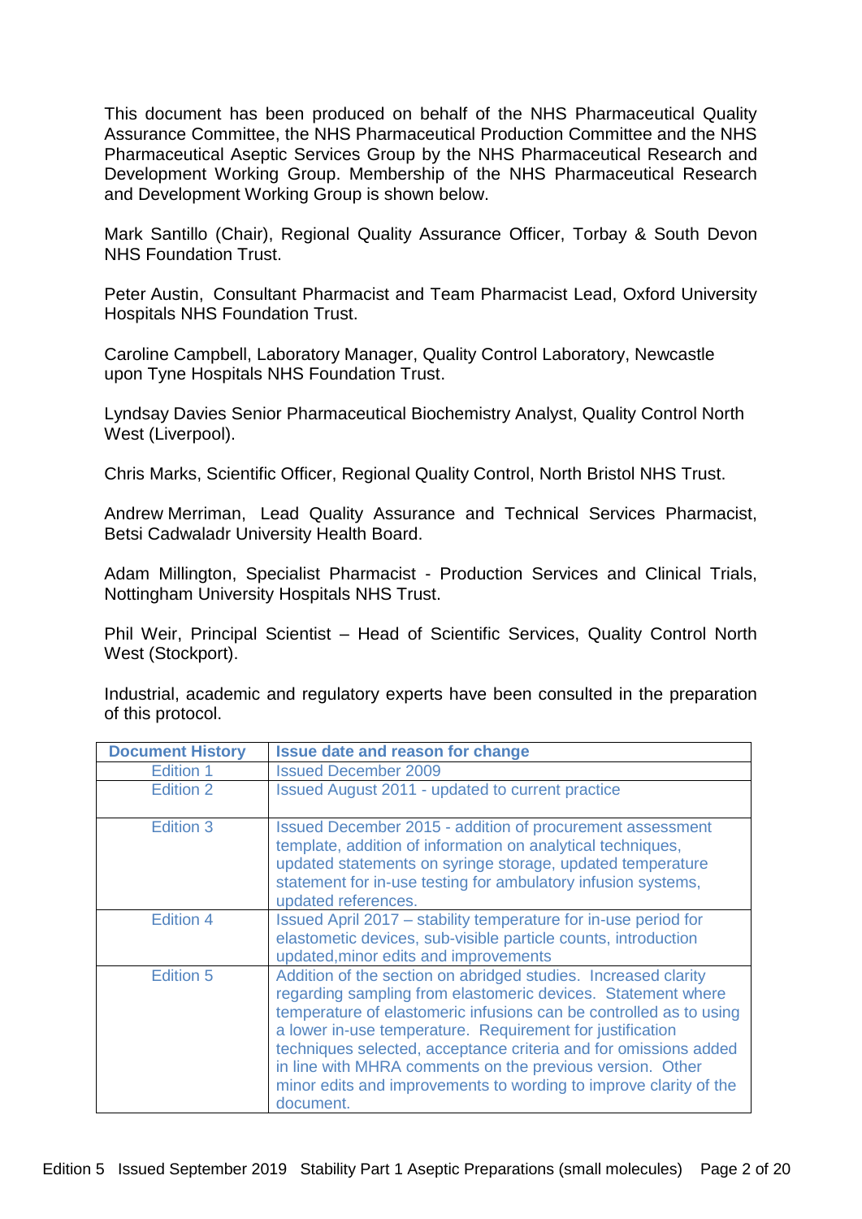This document has been produced on behalf of the NHS Pharmaceutical Quality Assurance Committee, the NHS Pharmaceutical Production Committee and the NHS Pharmaceutical Aseptic Services Group by the NHS Pharmaceutical Research and Development Working Group. Membership of the NHS Pharmaceutical Research and Development Working Group is shown below.

Mark Santillo (Chair), Regional Quality Assurance Officer, Torbay & South Devon NHS Foundation Trust.

Peter Austin, Consultant Pharmacist and Team Pharmacist Lead, Oxford University Hospitals NHS Foundation Trust.

Caroline Campbell, Laboratory Manager, Quality Control Laboratory, Newcastle upon Tyne Hospitals NHS Foundation Trust.

Lyndsay Davies Senior Pharmaceutical Biochemistry Analyst, Quality Control North West (Liverpool).

Chris Marks, Scientific Officer, Regional Quality Control, North Bristol NHS Trust.

Andrew Merriman, Lead Quality Assurance and Technical Services Pharmacist, Betsi Cadwaladr University Health Board.

Adam Millington, Specialist Pharmacist - Production Services and Clinical Trials, Nottingham University Hospitals NHS Trust.

Phil Weir, Principal Scientist – Head of Scientific Services, Quality Control North West (Stockport).

Industrial, academic and regulatory experts have been consulted in the preparation of this protocol.

| Document History | Issue date and reason for change |
|---|---|
| Edition 1 | Issued December 2009 |
| Edition 2 | Issued August 2011 - updated to current practice |
| Edition 3 | Issued December 2015 - addition of procurement assessment template, addition of information on analytical techniques, updated statements on syringe storage, updated temperature statement for in-use testing for ambulatory infusion systems, updated references. |
| Edition 4 | Issued April 2017 – stability temperature for in-use period for elastometic devices, sub-visible particle counts, introduction updated,minor edits and improvements |
| Edition 5 | Addition of the section on abridged studies. Increased clarity regarding sampling from elastomeric devices. Statement where temperature of elastomeric infusions can be controlled as to using a lower in-use temperature. Requirement for justification techniques selected, acceptance criteria and for omissions added in line with MHRA comments on the previous version. Other minor edits and improvements to wording to improve clarity of the document. |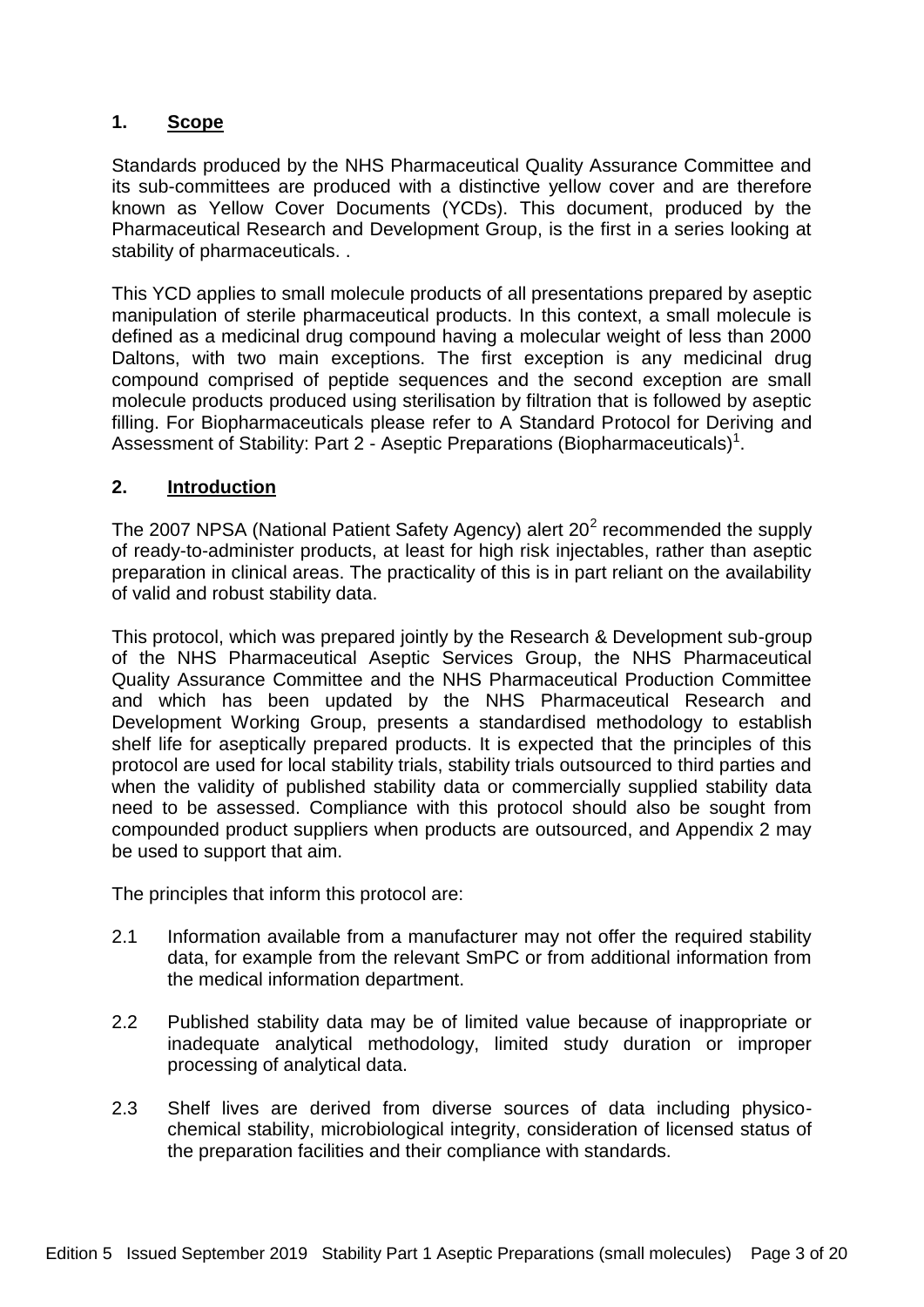## 1. Scope

Standards produced by the NHS Pharmaceutical Quality Assurance Committee and its sub-committees are produced with a distinctive yellow cover and are therefore known as Yellow Cover Documents (YCDs). This document, produced by the Pharmaceutical Research and Development Group, is the first in a series looking at stability of pharmaceuticals. .

This YCD applies to small molecule products of all presentations prepared by aseptic manipulation of sterile pharmaceutical products. In this context, a small molecule is defined as a medicinal drug compound having a molecular weight of less than 2000 Daltons, with two main exceptions. The first exception is any medicinal drug compound comprised of peptide sequences and the second exception are small molecule products produced using sterilisation by filtration that is followed by aseptic filling. For Biopharmaceuticals please refer to A Standard Protocol for Deriving and Assessment of Stability: Part 2 - Aseptic Preparations (Biopharmaceuticals)[1].

## 2. Introduction

The 2007 NPSA (National Patient Safety Agency) alert 20[2] recommended the supply of ready-to-administer products, at least for high risk injectables, rather than aseptic preparation in clinical areas. The practicality of this is in part reliant on the availability of valid and robust stability data.

This protocol, which was prepared jointly by the Research & Development sub-group of the NHS Pharmaceutical Aseptic Services Group, the NHS Pharmaceutical Quality Assurance Committee and the NHS Pharmaceutical Production Committee and which has been updated by the NHS Pharmaceutical Research and Development Working Group, presents a standardised methodology to establish shelf life for aseptically prepared products. It is expected that the principles of this protocol are used for local stability trials, stability trials outsourced to third parties and when the validity of published stability data or commercially supplied stability data need to be assessed. Compliance with this protocol should also be sought from compounded product suppliers when products are outsourced, and Appendix 2 may be used to support that aim.

The principles that inform this protocol are:

2.1 Information available from a manufacturer may not offer the required stability data, for example from the relevant SmPC or from additional information from the medical information department.

2.2 Published stability data may be of limited value because of inappropriate or inadequate analytical methodology, limited study duration or improper processing of analytical data.

2.3 Shelf lives are derived from diverse sources of data including physico-chemical stability, microbiological integrity, consideration of licensed status of the preparation facilities and their compliance with standards.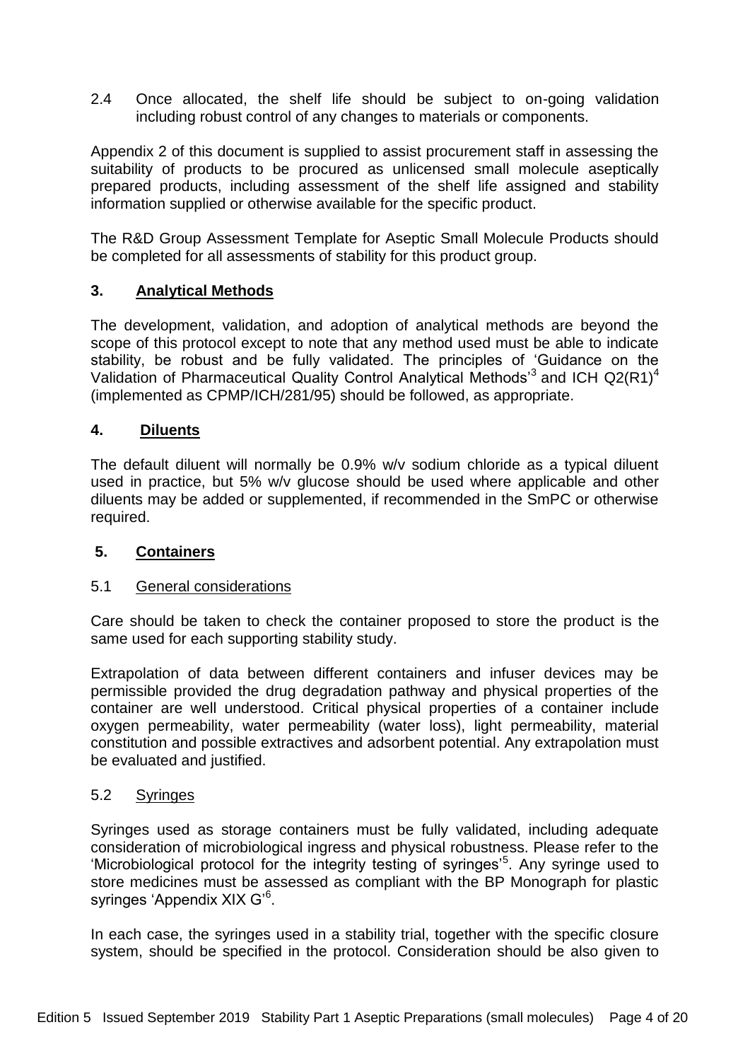2.4 Once allocated, the shelf life should be subject to on-going validation including robust control of any changes to materials or components.

Appendix 2 of this document is supplied to assist procurement staff in assessing the suitability of products to be procured as unlicensed small molecule aseptically prepared products, including assessment of the shelf life assigned and stability information supplied or otherwise available for the specific product.

The R&D Group Assessment Template for Aseptic Small Molecule Products should be completed for all assessments of stability for this product group.

## 3. Analytical Methods

The development, validation, and adoption of analytical methods are beyond the scope of this protocol except to note that any method used must be able to indicate stability, be robust and be fully validated. The principles of 'Guidance on the Validation of Pharmaceutical Quality Control Analytical Methods'[3] and ICH Q2(R1)[4] (implemented as CPMP/ICH/281/95) should be followed, as appropriate.

## 4. Diluents

The default diluent will normally be 0.9% w/v sodium chloride as a typical diluent used in practice, but 5% w/v glucose should be used where applicable and other diluents may be added or supplemented, if recommended in the SmPC or otherwise required.

## 5. Containers

### 5.1 General considerations

Care should be taken to check the container proposed to store the product is the same used for each supporting stability study.

Extrapolation of data between different containers and infuser devices may be permissible provided the drug degradation pathway and physical properties of the container are well understood. Critical physical properties of a container include oxygen permeability, water permeability (water loss), light permeability, material constitution and possible extractives and adsorbent potential. Any extrapolation must be evaluated and justified.

### 5.2 Syringes

Syringes used as storage containers must be fully validated, including adequate consideration of microbiological ingress and physical robustness. Please refer to the 'Microbiological protocol for the integrity testing of syringes'[5]. Any syringe used to store medicines must be assessed as compliant with the BP Monograph for plastic syringes 'Appendix XIX G'[6].

In each case, the syringes used in a stability trial, together with the specific closure system, should be specified in the protocol. Consideration should be also given to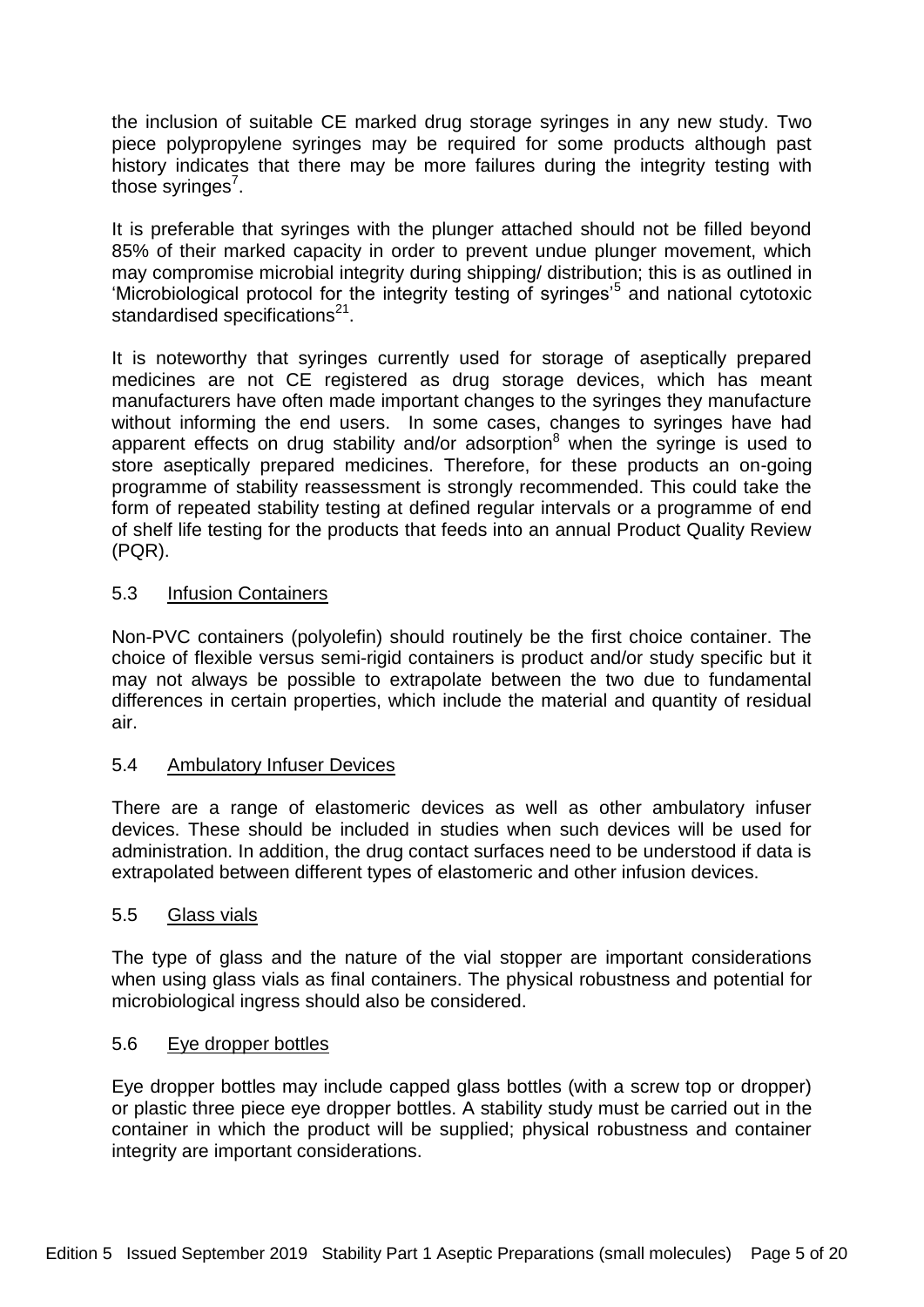the inclusion of suitable CE marked drug storage syringes in any new study. Two piece polypropylene syringes may be required for some products although past history indicates that there may be more failures during the integrity testing with those syringes[7].

It is preferable that syringes with the plunger attached should not be filled beyond 85% of their marked capacity in order to prevent undue plunger movement, which may compromise microbial integrity during shipping/ distribution; this is as outlined in 'Microbiological protocol for the integrity testing of syringes'[5] and national cytotoxic standardised specifications[21].

It is noteworthy that syringes currently used for storage of aseptically prepared medicines are not CE registered as drug storage devices, which has meant manufacturers have often made important changes to the syringes they manufacture without informing the end users. In some cases, changes to syringes have had apparent effects on drug stability and/or adsorption[8] when the syringe is used to store aseptically prepared medicines. Therefore, for these products an on-going programme of stability reassessment is strongly recommended. This could take the form of repeated stability testing at defined regular intervals or a programme of end of shelf life testing for the products that feeds into an annual Product Quality Review (PQR).

### 5.3 Infusion Containers

Non-PVC containers (polyolefin) should routinely be the first choice container. The choice of flexible versus semi-rigid containers is product and/or study specific but it may not always be possible to extrapolate between the two due to fundamental differences in certain properties, which include the material and quantity of residual air.

### 5.4 Ambulatory Infuser Devices

There are a range of elastomeric devices as well as other ambulatory infuser devices. These should be included in studies when such devices will be used for administration. In addition, the drug contact surfaces need to be understood if data is extrapolated between different types of elastomeric and other infusion devices.

### 5.5 Glass vials

The type of glass and the nature of the vial stopper are important considerations when using glass vials as final containers. The physical robustness and potential for microbiological ingress should also be considered.

### 5.6 Eye dropper bottles

Eye dropper bottles may include capped glass bottles (with a screw top or dropper) or plastic three piece eye dropper bottles. A stability study must be carried out in the container in which the product will be supplied; physical robustness and container integrity are important considerations.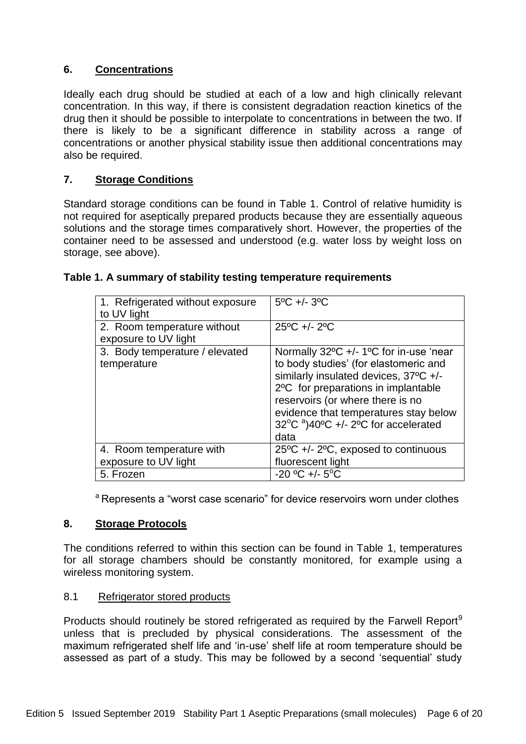## 6. Concentrations

Ideally each drug should be studied at each of a low and high clinically relevant concentration. In this way, if there is consistent degradation reaction kinetics of the drug then it should be possible to interpolate to concentrations in between the two. If there is likely to be a significant difference in stability across a range of concentrations or another physical stability issue then additional concentrations may also be required.

## 7. Storage Conditions

Standard storage conditions can be found in Table 1. Control of relative humidity is not required for aseptically prepared products because they are essentially aqueous solutions and the storage times comparatively short. However, the properties of the container need to be assessed and understood (e.g. water loss by weight loss on storage, see above).

**Table 1. A summary of stability testing temperature requirements**

| | |
|---|---|
| 1. Refrigerated without exposure to UV light | 5ºC +/- 3ºC |
| 2. Room temperature without exposure to UV light | 25ºC +/- 2ºC |
| 3. Body temperature / elevated temperature | Normally 32ºC +/- 1ºC for in-use 'near to body studies' (for elastomeric and similarly insulated devices, 37ºC +/- 2ºC for preparations in implantable reservoirs (or where there is no evidence that temperatures stay below 32ºC [a])40ºC +/- 2ºC for accelerated data |
| 4. Room temperature with exposure to UV light | 25ºC +/- 2ºC, exposed to continuous fluorescent light |
| 5. Frozen | -20 ºC +/- 5ºC |

[a] Represents a "worst case scenario" for device reservoirs worn under clothes

## 8. Storage Protocols

The conditions referred to within this section can be found in Table 1, temperatures for all storage chambers should be constantly monitored, for example using a wireless monitoring system.

### 8.1 Refrigerator stored products

Products should routinely be stored refrigerated as required by the Farwell Report[9] unless that is precluded by physical considerations. The assessment of the maximum refrigerated shelf life and 'in-use' shelf life at room temperature should be assessed as part of a study. This may be followed by a second 'sequential' study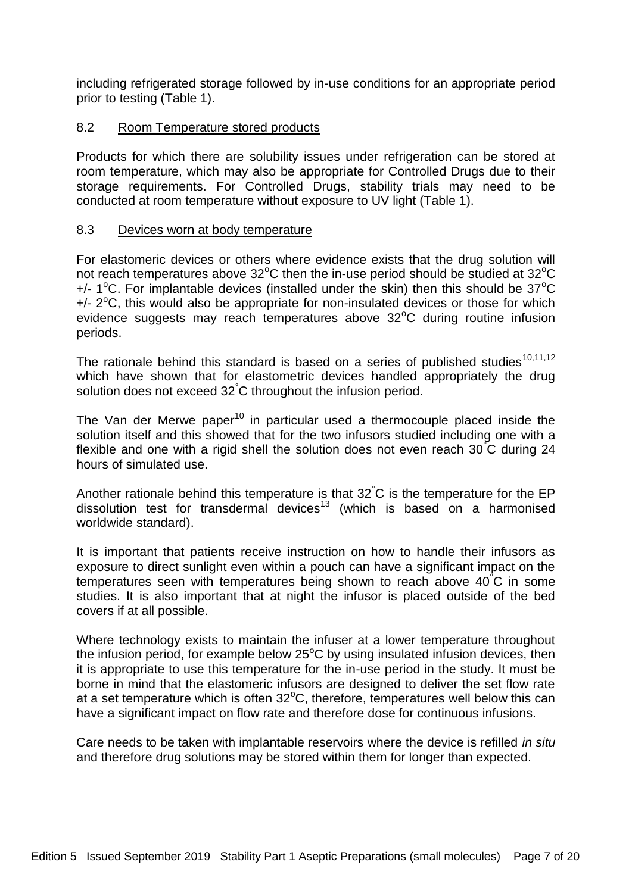including refrigerated storage followed by in-use conditions for an appropriate period prior to testing (Table 1).

### 8.2 Room Temperature stored products

Products for which there are solubility issues under refrigeration can be stored at room temperature, which may also be appropriate for Controlled Drugs due to their storage requirements. For Controlled Drugs, stability trials may need to be conducted at room temperature without exposure to UV light (Table 1).

### 8.3 Devices worn at body temperature

For elastomeric devices or others where evidence exists that the drug solution will not reach temperatures above 32°C then the in-use period should be studied at 32°C +/- 1°C. For implantable devices (installed under the skin) then this should be 37°C +/- 2°C, this would also be appropriate for non-insulated devices or those for which evidence suggests may reach temperatures above 32°C during routine infusion periods.

The rationale behind this standard is based on a series of published studies[10,11,12] which have shown that for elastometric devices handled appropriately the drug solution does not exceed 32°C throughout the infusion period.

The Van der Merwe paper[10] in particular used a thermocouple placed inside the solution itself and this showed that for the two infusors studied including one with a flexible and one with a rigid shell the solution does not even reach 30°C during 24 hours of simulated use.

Another rationale behind this temperature is that 32°C is the temperature for the EP dissolution test for transdermal devices[13] (which is based on a harmonised worldwide standard).

It is important that patients receive instruction on how to handle their infusors as exposure to direct sunlight even within a pouch can have a significant impact on the temperatures seen with temperatures being shown to reach above 40°C in some studies. It is also important that at night the infusor is placed outside of the bed covers if at all possible.

Where technology exists to maintain the infuser at a lower temperature throughout the infusion period, for example below 25°C by using insulated infusion devices, then it is appropriate to use this temperature for the in-use period in the study. It must be borne in mind that the elastomeric infusors are designed to deliver the set flow rate at a set temperature which is often 32°C, therefore, temperatures well below this can have a significant impact on flow rate and therefore dose for continuous infusions.

Care needs to be taken with implantable reservoirs where the device is refilled *in situ* and therefore drug solutions may be stored within them for longer than expected.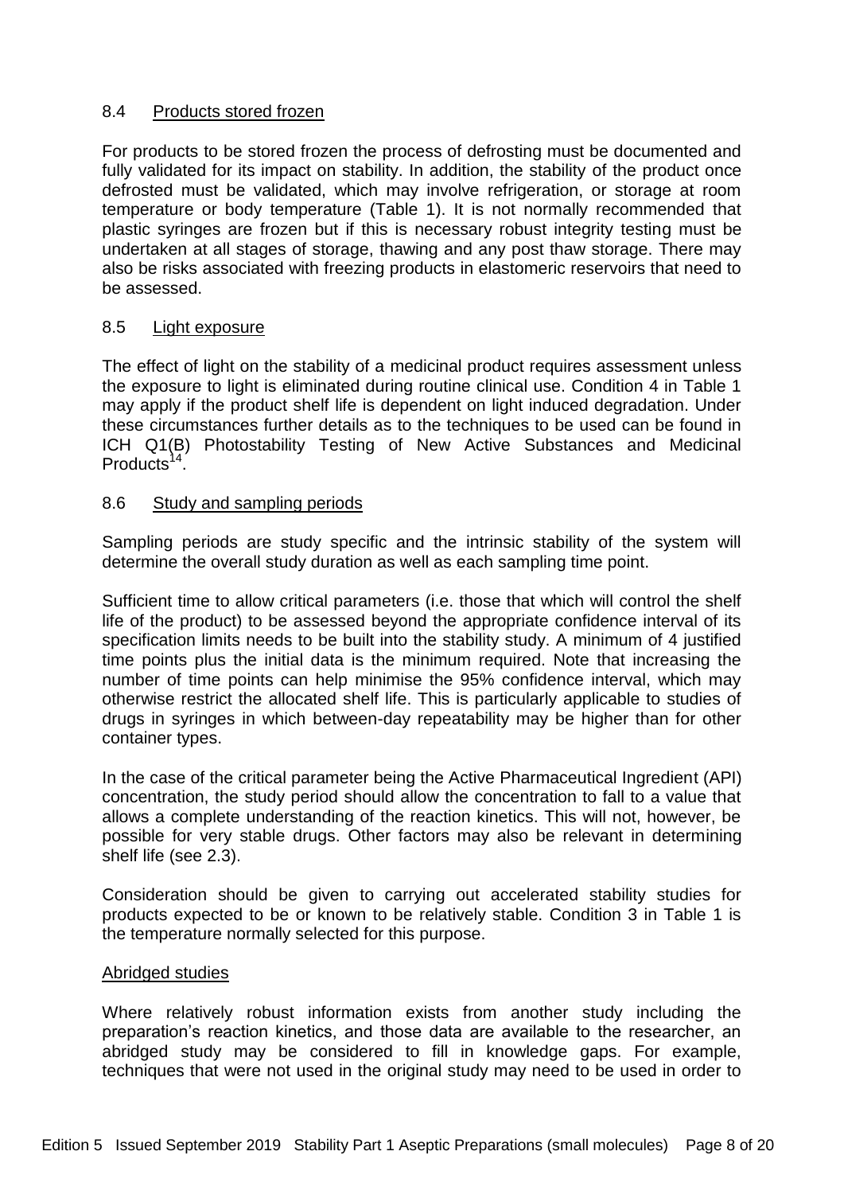### 8.4 Products stored frozen

For products to be stored frozen the process of defrosting must be documented and fully validated for its impact on stability. In addition, the stability of the product once defrosted must be validated, which may involve refrigeration, or storage at room temperature or body temperature (Table 1). It is not normally recommended that plastic syringes are frozen but if this is necessary robust integrity testing must be undertaken at all stages of storage, thawing and any post thaw storage. There may also be risks associated with freezing products in elastomeric reservoirs that need to be assessed.

### 8.5 Light exposure

The effect of light on the stability of a medicinal product requires assessment unless the exposure to light is eliminated during routine clinical use. Condition 4 in Table 1 may apply if the product shelf life is dependent on light induced degradation. Under these circumstances further details as to the techniques to be used can be found in ICH Q1(B) Photostability Testing of New Active Substances and Medicinal Products[14].

### 8.6 Study and sampling periods

Sampling periods are study specific and the intrinsic stability of the system will determine the overall study duration as well as each sampling time point.

Sufficient time to allow critical parameters (i.e. those that which will control the shelf life of the product) to be assessed beyond the appropriate confidence interval of its specification limits needs to be built into the stability study. A minimum of 4 justified time points plus the initial data is the minimum required. Note that increasing the number of time points can help minimise the 95% confidence interval, which may otherwise restrict the allocated shelf life. This is particularly applicable to studies of drugs in syringes in which between-day repeatability may be higher than for other container types.

In the case of the critical parameter being the Active Pharmaceutical Ingredient (API) concentration, the study period should allow the concentration to fall to a value that allows a complete understanding of the reaction kinetics. This will not, however, be possible for very stable drugs. Other factors may also be relevant in determining shelf life (see 2.3).

Consideration should be given to carrying out accelerated stability studies for products expected to be or known to be relatively stable. Condition 3 in Table 1 is the temperature normally selected for this purpose.

#### Abridged studies

Where relatively robust information exists from another study including the preparation's reaction kinetics, and those data are available to the researcher, an abridged study may be considered to fill in knowledge gaps. For example, techniques that were not used in the original study may need to be used in order to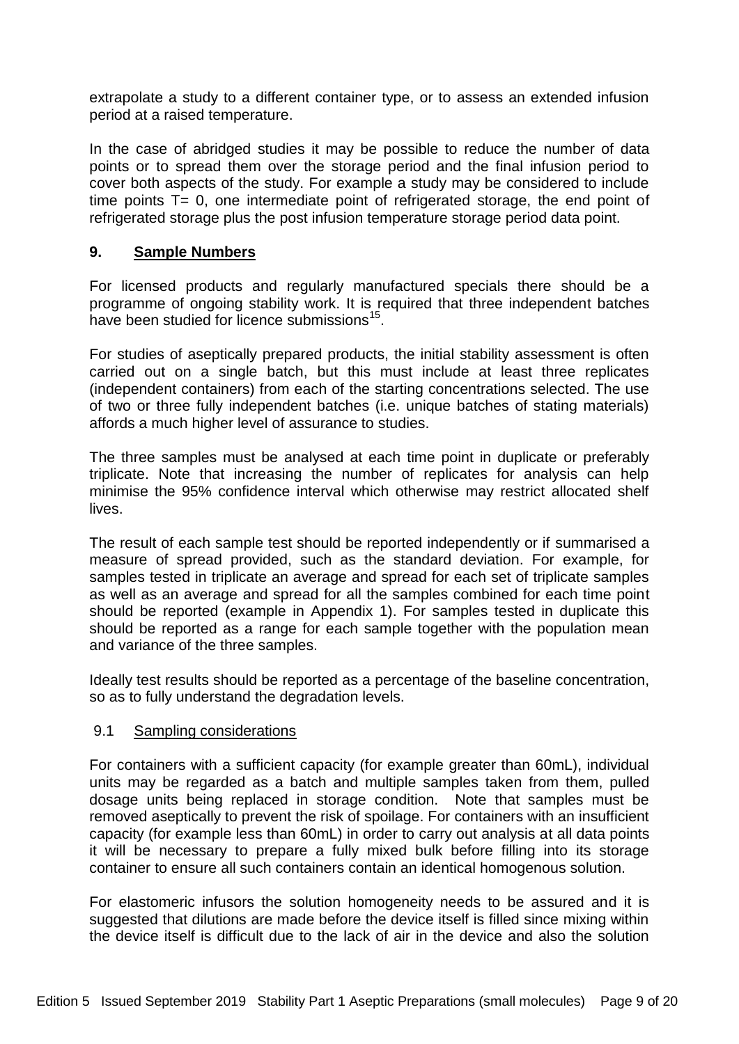extrapolate a study to a different container type, or to assess an extended infusion period at a raised temperature.

In the case of abridged studies it may be possible to reduce the number of data points or to spread them over the storage period and the final infusion period to cover both aspects of the study. For example a study may be considered to include time points T= 0, one intermediate point of refrigerated storage, the end point of refrigerated storage plus the post infusion temperature storage period data point.

## 9. Sample Numbers

For licensed products and regularly manufactured specials there should be a programme of ongoing stability work. It is required that three independent batches have been studied for licence submissions[15].

For studies of aseptically prepared products, the initial stability assessment is often carried out on a single batch, but this must include at least three replicates (independent containers) from each of the starting concentrations selected. The use of two or three fully independent batches (i.e. unique batches of stating materials) affords a much higher level of assurance to studies.

The three samples must be analysed at each time point in duplicate or preferably triplicate. Note that increasing the number of replicates for analysis can help minimise the 95% confidence interval which otherwise may restrict allocated shelf lives.

The result of each sample test should be reported independently or if summarised a measure of spread provided, such as the standard deviation. For example, for samples tested in triplicate an average and spread for each set of triplicate samples as well as an average and spread for all the samples combined for each time point should be reported (example in Appendix 1). For samples tested in duplicate this should be reported as a range for each sample together with the population mean and variance of the three samples.

Ideally test results should be reported as a percentage of the baseline concentration, so as to fully understand the degradation levels.

### 9.1 Sampling considerations

For containers with a sufficient capacity (for example greater than 60mL), individual units may be regarded as a batch and multiple samples taken from them, pulled dosage units being replaced in storage condition. Note that samples must be removed aseptically to prevent the risk of spoilage. For containers with an insufficient capacity (for example less than 60mL) in order to carry out analysis at all data points it will be necessary to prepare a fully mixed bulk before filling into its storage container to ensure all such containers contain an identical homogenous solution.

For elastomeric infusors the solution homogeneity needs to be assured and it is suggested that dilutions are made before the device itself is filled since mixing within the device itself is difficult due to the lack of air in the device and also the solution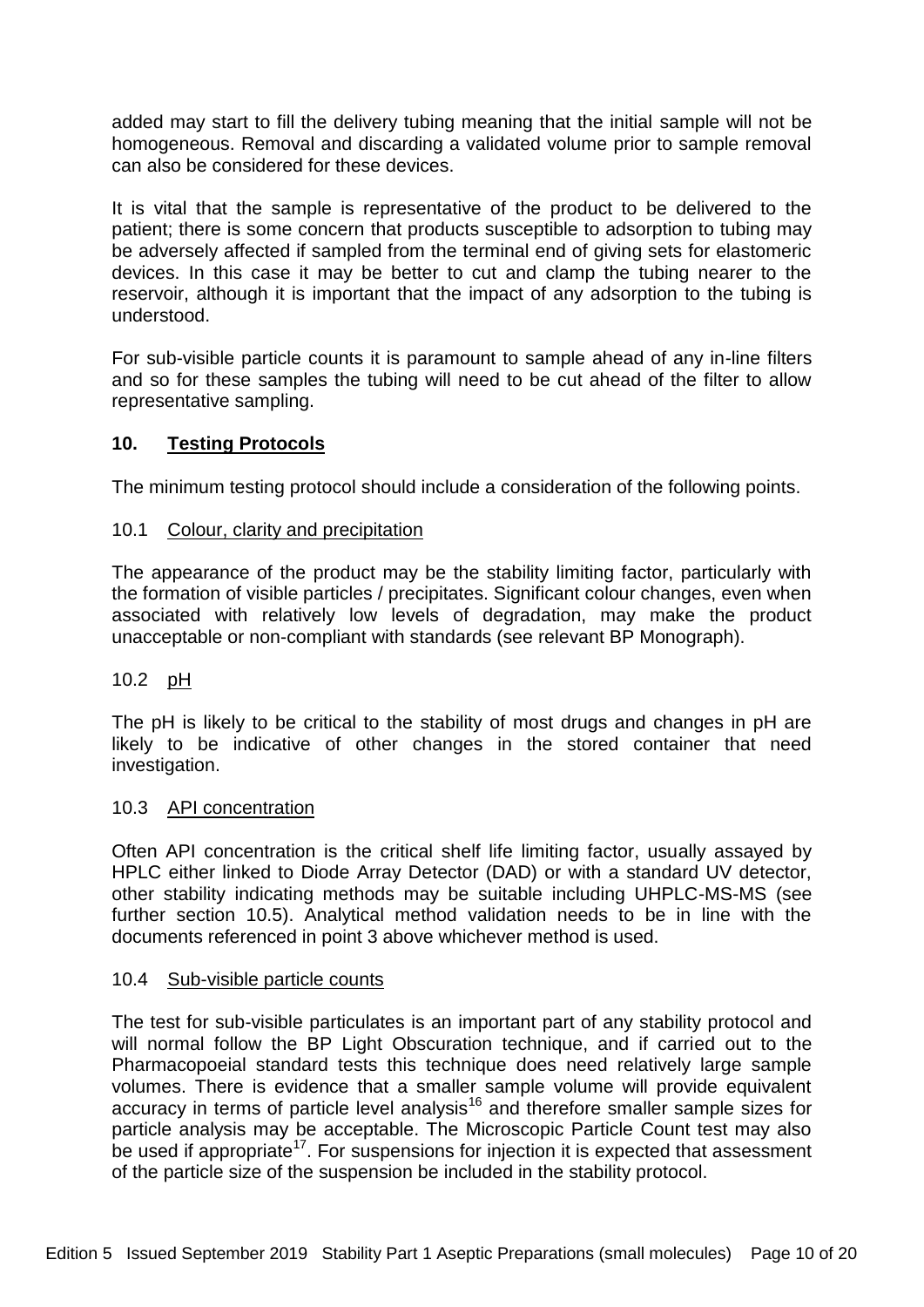added may start to fill the delivery tubing meaning that the initial sample will not be homogeneous. Removal and discarding a validated volume prior to sample removal can also be considered for these devices.

It is vital that the sample is representative of the product to be delivered to the patient; there is some concern that products susceptible to adsorption to tubing may be adversely affected if sampled from the terminal end of giving sets for elastomeric devices. In this case it may be better to cut and clamp the tubing nearer to the reservoir, although it is important that the impact of any adsorption to the tubing is understood.

For sub-visible particle counts it is paramount to sample ahead of any in-line filters and so for these samples the tubing will need to be cut ahead of the filter to allow representative sampling.

## 10. Testing Protocols

The minimum testing protocol should include a consideration of the following points.

### 10.1 Colour, clarity and precipitation

The appearance of the product may be the stability limiting factor, particularly with the formation of visible particles / precipitates. Significant colour changes, even when associated with relatively low levels of degradation, may make the product unacceptable or non-compliant with standards (see relevant BP Monograph).

### 10.2 pH

The pH is likely to be critical to the stability of most drugs and changes in pH are likely to be indicative of other changes in the stored container that need investigation.

### 10.3 API concentration

Often API concentration is the critical shelf life limiting factor, usually assayed by HPLC either linked to Diode Array Detector (DAD) or with a standard UV detector, other stability indicating methods may be suitable including UHPLC-MS-MS (see further section 10.5). Analytical method validation needs to be in line with the documents referenced in point 3 above whichever method is used.

### 10.4 Sub-visible particle counts

The test for sub-visible particulates is an important part of any stability protocol and will normal follow the BP Light Obscuration technique, and if carried out to the Pharmacopoeial standard tests this technique does need relatively large sample volumes. There is evidence that a smaller sample volume will provide equivalent accuracy in terms of particle level analysis[16] and therefore smaller sample sizes for particle analysis may be acceptable. The Microscopic Particle Count test may also be used if appropriate[17]. For suspensions for injection it is expected that assessment of the particle size of the suspension be included in the stability protocol.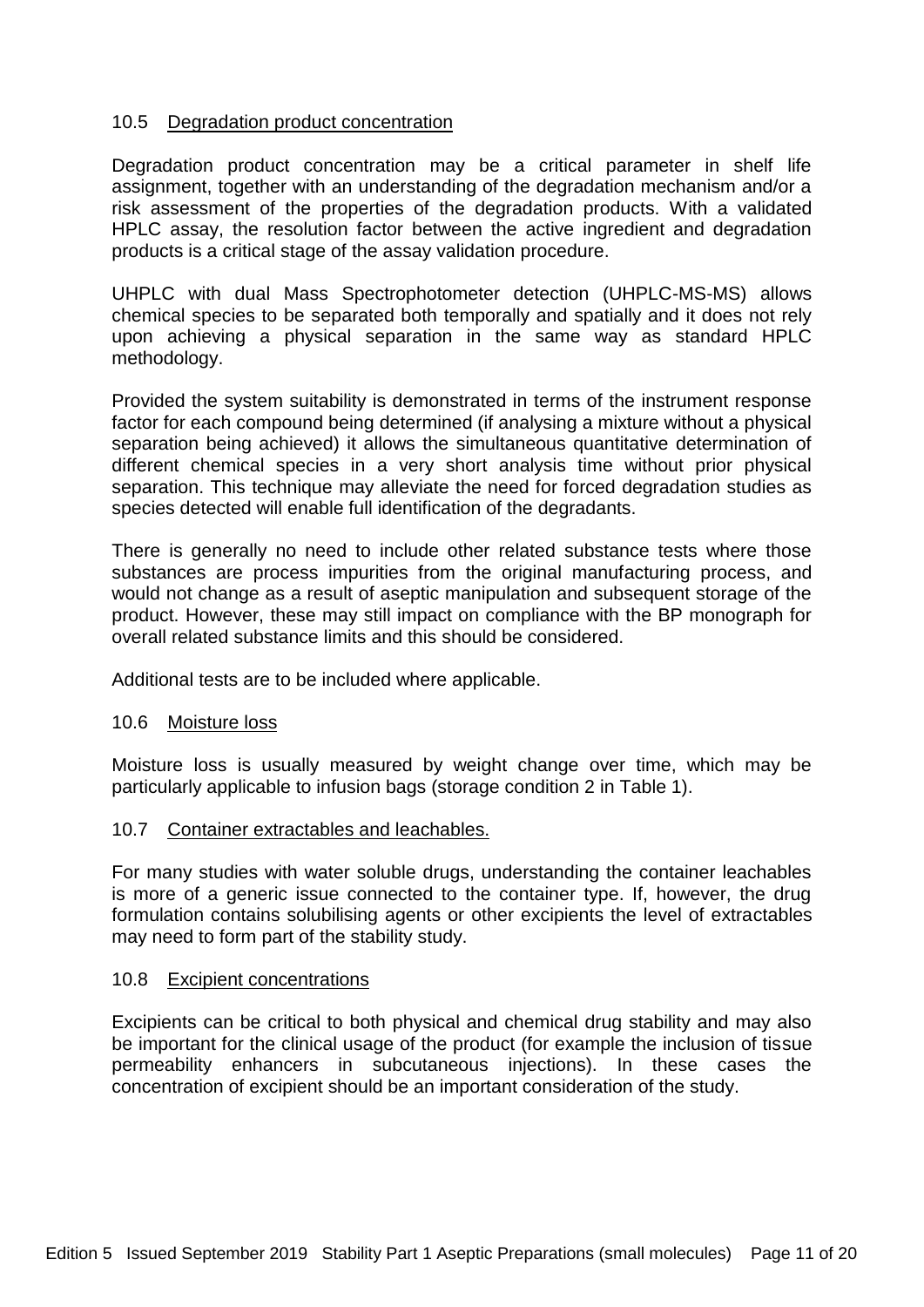### 10.5 Degradation product concentration

Degradation product concentration may be a critical parameter in shelf life assignment, together with an understanding of the degradation mechanism and/or a risk assessment of the properties of the degradation products. With a validated HPLC assay, the resolution factor between the active ingredient and degradation products is a critical stage of the assay validation procedure.

UHPLC with dual Mass Spectrophotometer detection (UHPLC-MS-MS) allows chemical species to be separated both temporally and spatially and it does not rely upon achieving a physical separation in the same way as standard HPLC methodology.

Provided the system suitability is demonstrated in terms of the instrument response factor for each compound being determined (if analysing a mixture without a physical separation being achieved) it allows the simultaneous quantitative determination of different chemical species in a very short analysis time without prior physical separation. This technique may alleviate the need for forced degradation studies as species detected will enable full identification of the degradants.

There is generally no need to include other related substance tests where those substances are process impurities from the original manufacturing process, and would not change as a result of aseptic manipulation and subsequent storage of the product. However, these may still impact on compliance with the BP monograph for overall related substance limits and this should be considered.

Additional tests are to be included where applicable.

### 10.6 Moisture loss

Moisture loss is usually measured by weight change over time, which may be particularly applicable to infusion bags (storage condition 2 in Table 1).

### 10.7 Container extractables and leachables.

For many studies with water soluble drugs, understanding the container leachables is more of a generic issue connected to the container type. If, however, the drug formulation contains solubilising agents or other excipients the level of extractables may need to form part of the stability study.

### 10.8 Excipient concentrations

Excipients can be critical to both physical and chemical drug stability and may also be important for the clinical usage of the product (for example the inclusion of tissue permeability enhancers in subcutaneous injections). In these cases the concentration of excipient should be an important consideration of the study.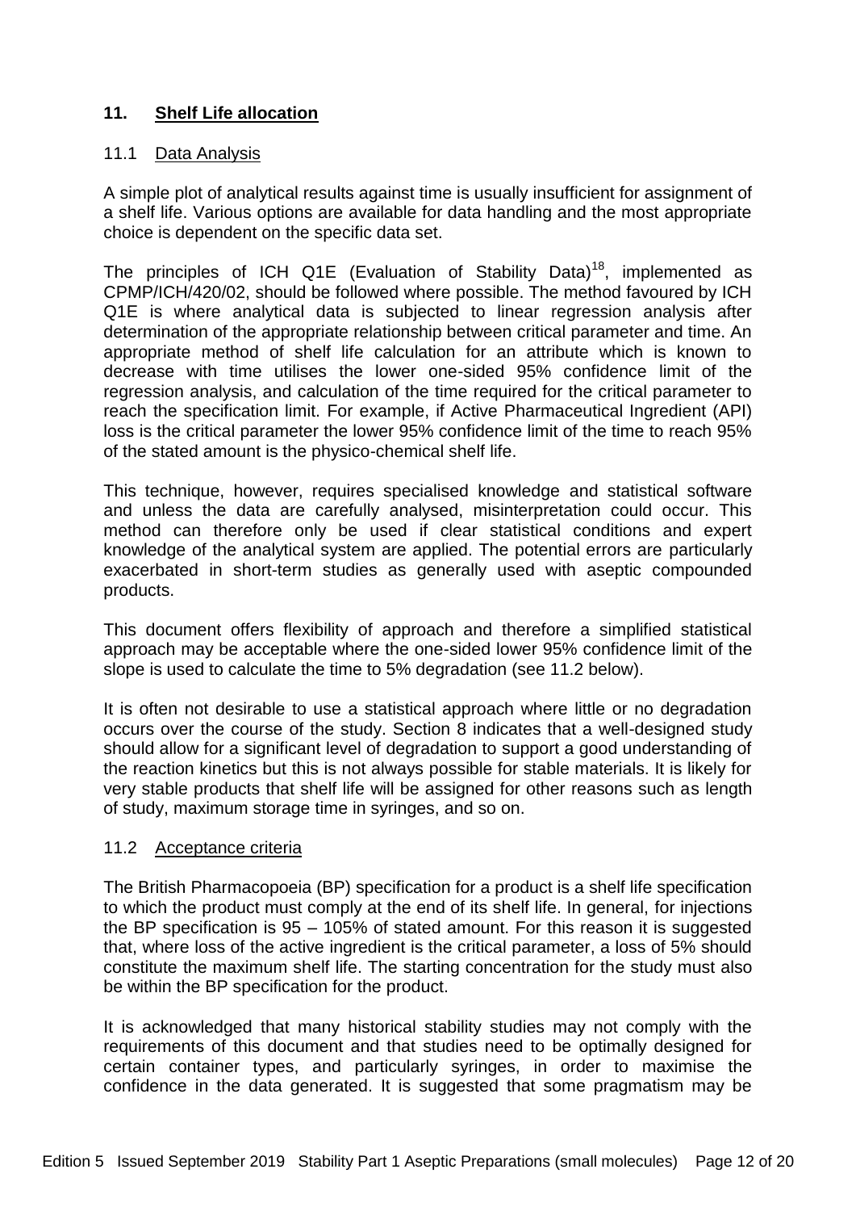## 11. **Shelf Life allocation**

### 11.1 Data Analysis

A simple plot of analytical results against time is usually insufficient for assignment of a shelf life. Various options are available for data handling and the most appropriate choice is dependent on the specific data set.

The principles of ICH Q1E (Evaluation of Stability Data)[18], implemented as CPMP/ICH/420/02, should be followed where possible. The method favoured by ICH Q1E is where analytical data is subjected to linear regression analysis after determination of the appropriate relationship between critical parameter and time. An appropriate method of shelf life calculation for an attribute which is known to decrease with time utilises the lower one-sided 95% confidence limit of the regression analysis, and calculation of the time required for the critical parameter to reach the specification limit. For example, if Active Pharmaceutical Ingredient (API) loss is the critical parameter the lower 95% confidence limit of the time to reach 95% of the stated amount is the physico-chemical shelf life.

This technique, however, requires specialised knowledge and statistical software and unless the data are carefully analysed, misinterpretation could occur. This method can therefore only be used if clear statistical conditions and expert knowledge of the analytical system are applied. The potential errors are particularly exacerbated in short-term studies as generally used with aseptic compounded products.

This document offers flexibility of approach and therefore a simplified statistical approach may be acceptable where the one-sided lower 95% confidence limit of the slope is used to calculate the time to 5% degradation (see 11.2 below).

It is often not desirable to use a statistical approach where little or no degradation occurs over the course of the study. Section 8 indicates that a well-designed study should allow for a significant level of degradation to support a good understanding of the reaction kinetics but this is not always possible for stable materials. It is likely for very stable products that shelf life will be assigned for other reasons such as length of study, maximum storage time in syringes, and so on.

### 11.2 Acceptance criteria

The British Pharmacopoeia (BP) specification for a product is a shelf life specification to which the product must comply at the end of its shelf life. In general, for injections the BP specification is 95 – 105% of stated amount. For this reason it is suggested that, where loss of the active ingredient is the critical parameter, a loss of 5% should constitute the maximum shelf life. The starting concentration for the study must also be within the BP specification for the product.

It is acknowledged that many historical stability studies may not comply with the requirements of this document and that studies need to be optimally designed for certain container types, and particularly syringes, in order to maximise the confidence in the data generated. It is suggested that some pragmatism may be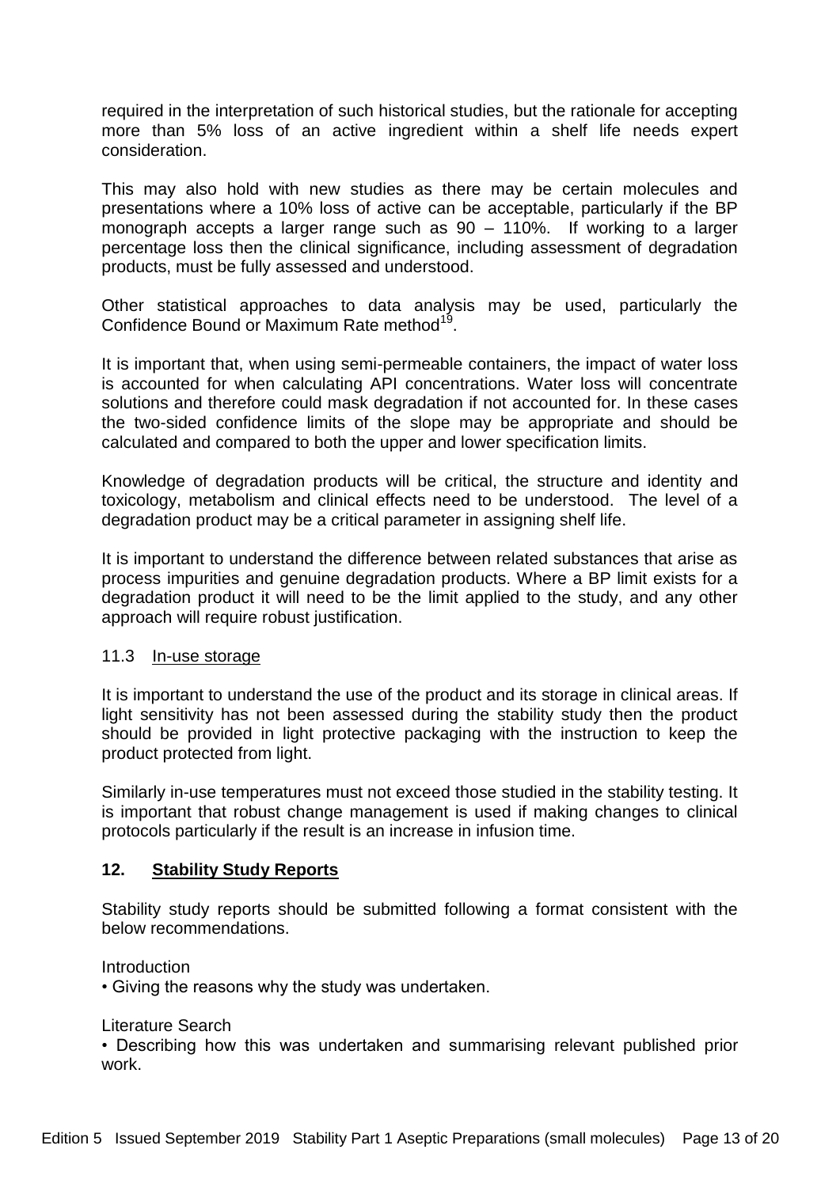required in the interpretation of such historical studies, but the rationale for accepting more than 5% loss of an active ingredient within a shelf life needs expert consideration.

This may also hold with new studies as there may be certain molecules and presentations where a 10% loss of active can be acceptable, particularly if the BP monograph accepts a larger range such as 90 – 110%. If working to a larger percentage loss then the clinical significance, including assessment of degradation products, must be fully assessed and understood.

Other statistical approaches to data analysis may be used, particularly the Confidence Bound or Maximum Rate method[19].

It is important that, when using semi-permeable containers, the impact of water loss is accounted for when calculating API concentrations. Water loss will concentrate solutions and therefore could mask degradation if not accounted for. In these cases the two-sided confidence limits of the slope may be appropriate and should be calculated and compared to both the upper and lower specification limits.

Knowledge of degradation products will be critical, the structure and identity and toxicology, metabolism and clinical effects need to be understood. The level of a degradation product may be a critical parameter in assigning shelf life.

It is important to understand the difference between related substances that arise as process impurities and genuine degradation products. Where a BP limit exists for a degradation product it will need to be the limit applied to the study, and any other approach will require robust justification.

### 11.3 In-use storage

It is important to understand the use of the product and its storage in clinical areas. If light sensitivity has not been assessed during the stability study then the product should be provided in light protective packaging with the instruction to keep the product protected from light.

Similarly in-use temperatures must not exceed those studied in the stability testing. It is important that robust change management is used if making changes to clinical protocols particularly if the result is an increase in infusion time.

## 12. Stability Study Reports

Stability study reports should be submitted following a format consistent with the below recommendations.

Introduction
• Giving the reasons why the study was undertaken.

Literature Search
• Describing how this was undertaken and summarising relevant published prior work.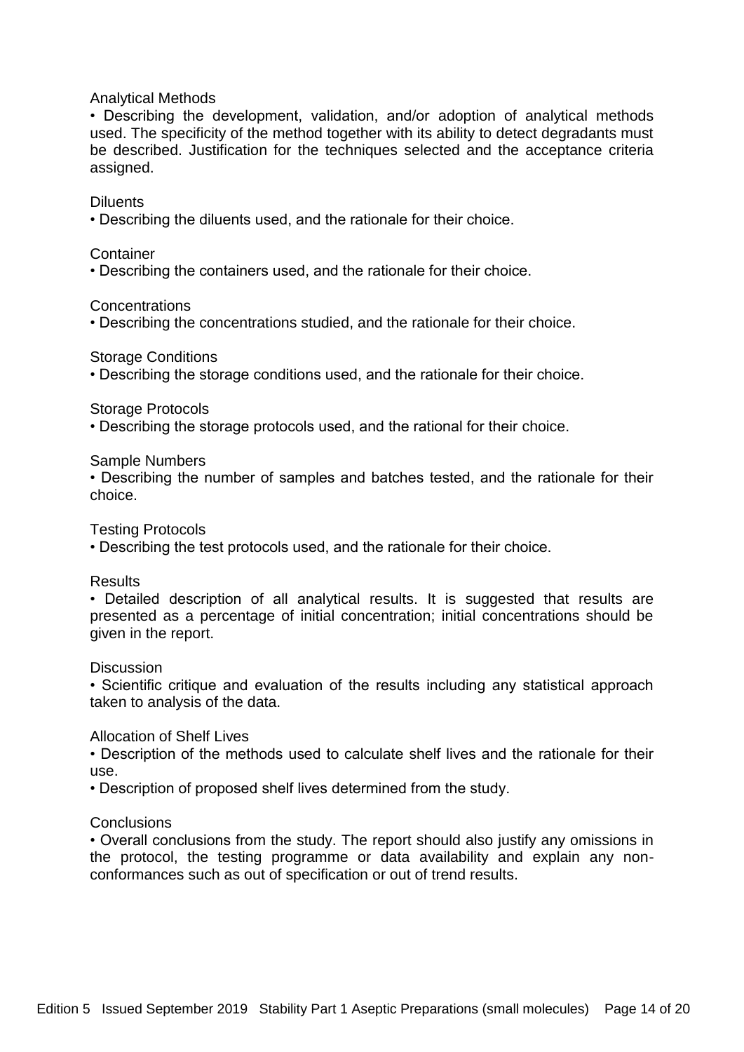Analytical Methods

- Describing the development, validation, and/or adoption of analytical methods used. The specificity of the method together with its ability to detect degradants must be described. Justification for the techniques selected and the acceptance criteria assigned.

Diluents

- Describing the diluents used, and the rationale for their choice.

Container

- Describing the containers used, and the rationale for their choice.

Concentrations

- Describing the concentrations studied, and the rationale for their choice.

Storage Conditions

- Describing the storage conditions used, and the rationale for their choice.

Storage Protocols

- Describing the storage protocols used, and the rational for their choice.

Sample Numbers

- Describing the number of samples and batches tested, and the rationale for their choice.

Testing Protocols

- Describing the test protocols used, and the rationale for their choice.

Results

- Detailed description of all analytical results. It is suggested that results are presented as a percentage of initial concentration; initial concentrations should be given in the report.

Discussion

- Scientific critique and evaluation of the results including any statistical approach taken to analysis of the data.

Allocation of Shelf Lives

- Description of the methods used to calculate shelf lives and the rationale for their use.
- Description of proposed shelf lives determined from the study.

Conclusions

- Overall conclusions from the study. The report should also justify any omissions in the protocol, the testing programme or data availability and explain any non-conformances such as out of specification or out of trend results.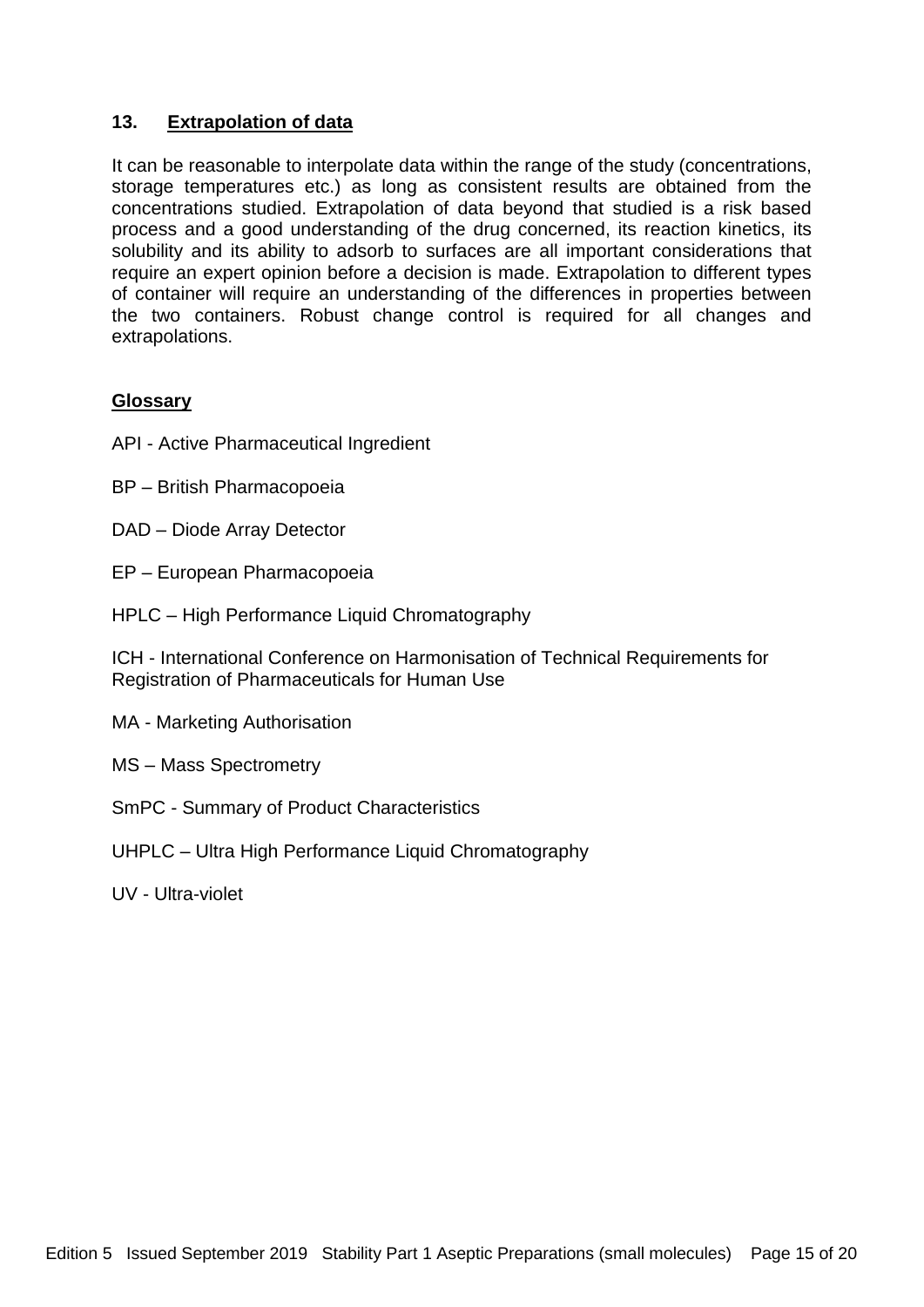## 13. Extrapolation of data

It can be reasonable to interpolate data within the range of the study (concentrations, storage temperatures etc.) as long as consistent results are obtained from the concentrations studied. Extrapolation of data beyond that studied is a risk based process and a good understanding of the drug concerned, its reaction kinetics, its solubility and its ability to adsorb to surfaces are all important considerations that require an expert opinion before a decision is made. Extrapolation to different types of container will require an understanding of the differences in properties between the two containers. Robust change control is required for all changes and extrapolations.

## Glossary

API - Active Pharmaceutical Ingredient

BP – British Pharmacopoeia

DAD – Diode Array Detector

EP – European Pharmacopoeia

HPLC – High Performance Liquid Chromatography

ICH - International Conference on Harmonisation of Technical Requirements for Registration of Pharmaceuticals for Human Use

MA - Marketing Authorisation

MS – Mass Spectrometry

SmPC - Summary of Product Characteristics

UHPLC – Ultra High Performance Liquid Chromatography

UV - Ultra-violet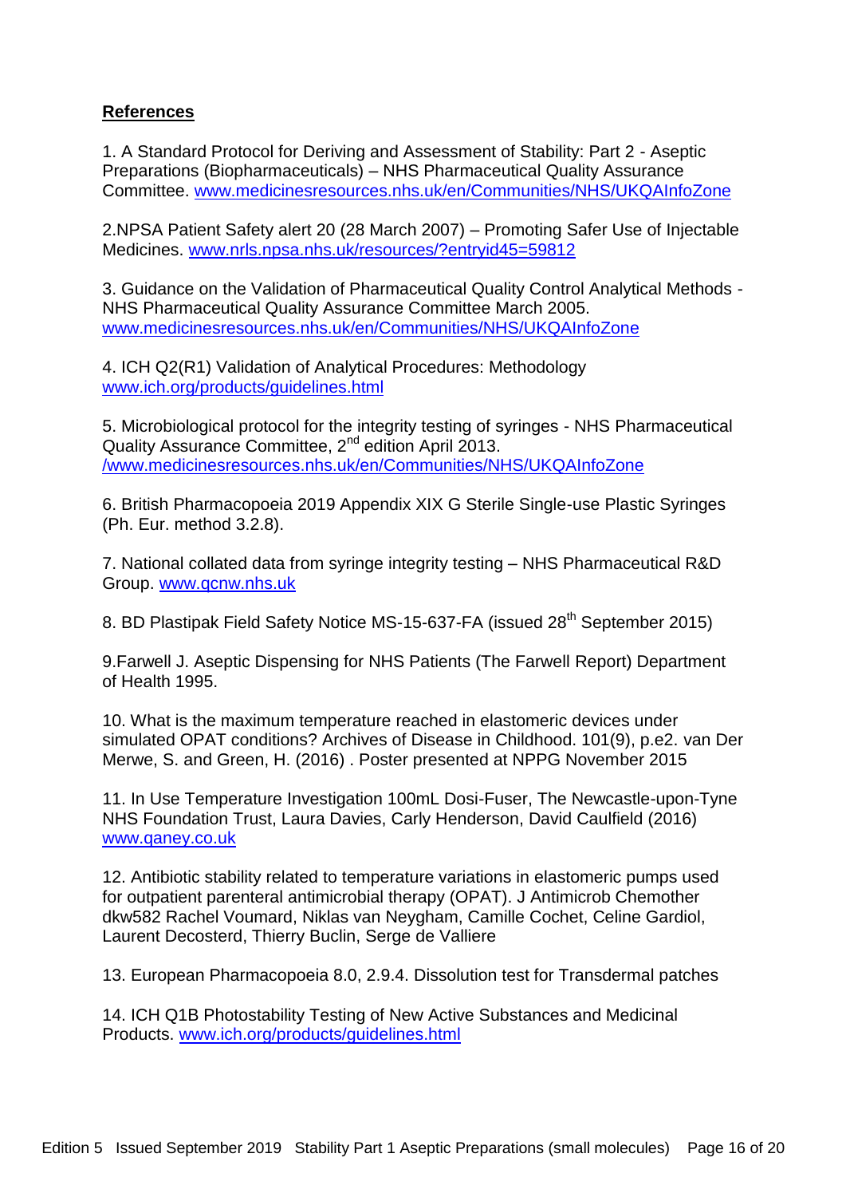**References**

1. A Standard Protocol for Deriving and Assessment of Stability: Part 2 - Aseptic Preparations (Biopharmaceuticals) – NHS Pharmaceutical Quality Assurance Committee. www.medicinesresources.nhs.uk/en/Communities/NHS/UKQAInfoZone

2. NPSA Patient Safety alert 20 (28 March 2007) – Promoting Safer Use of Injectable Medicines. www.nrls.npsa.nhs.uk/resources/?entryid45=59812

3. Guidance on the Validation of Pharmaceutical Quality Control Analytical Methods - NHS Pharmaceutical Quality Assurance Committee March 2005. www.medicinesresources.nhs.uk/en/Communities/NHS/UKQAInfoZone

4. ICH Q2(R1) Validation of Analytical Procedures: Methodology www.ich.org/products/guidelines.html

5. Microbiological protocol for the integrity testing of syringes - NHS Pharmaceutical Quality Assurance Committee, 2nd edition April 2013. /www.medicinesresources.nhs.uk/en/Communities/NHS/UKQAInfoZone

6. British Pharmacopoeia 2019 Appendix XIX G Sterile Single-use Plastic Syringes (Ph. Eur. method 3.2.8).

7. National collated data from syringe integrity testing – NHS Pharmaceutical R&D Group. www.qcnw.nhs.uk

8. BD Plastipak Field Safety Notice MS-15-637-FA (issued 28th September 2015)

9. Farwell J. Aseptic Dispensing for NHS Patients (The Farwell Report) Department of Health 1995.

10. What is the maximum temperature reached in elastomeric devices under simulated OPAT conditions? Archives of Disease in Childhood. 101(9), p.e2. van Der Merwe, S. and Green, H. (2016) . Poster presented at NPPG November 2015

11. In Use Temperature Investigation 100mL Dosi-Fuser, The Newcastle-upon-Tyne NHS Foundation Trust, Laura Davies, Carly Henderson, David Caulfield (2016) www.qaney.co.uk

12. Antibiotic stability related to temperature variations in elastomeric pumps used for outpatient parenteral antimicrobial therapy (OPAT). J Antimicrob Chemother dkw582 Rachel Voumard, Niklas van Neygham, Camille Cochet, Celine Gardiol, Laurent Decosterd, Thierry Buclin, Serge de Valliere

13. European Pharmacopoeia 8.0, 2.9.4. Dissolution test for Transdermal patches

14. ICH Q1B Photostability Testing of New Active Substances and Medicinal Products. www.ich.org/products/guidelines.html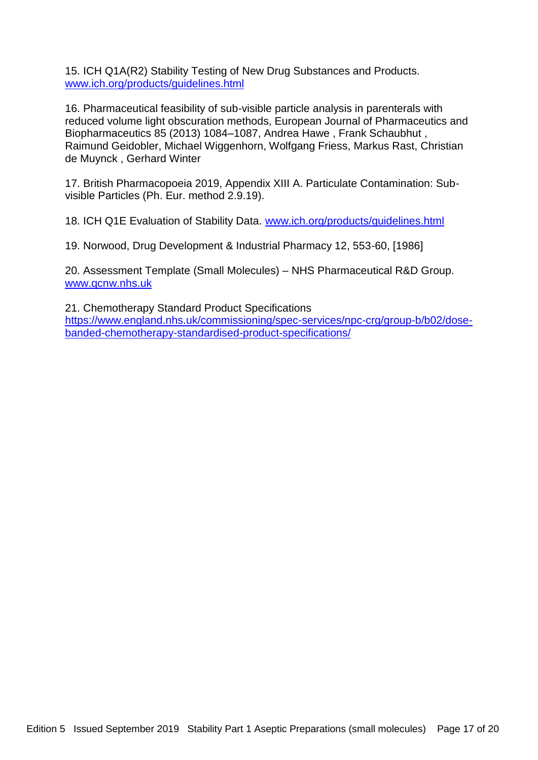15. ICH Q1A(R2) Stability Testing of New Drug Substances and Products. [www.ich.org/products/guidelines.html](www.ich.org/products/guidelines.html)

16. Pharmaceutical feasibility of sub-visible particle analysis in parenterals with reduced volume light obscuration methods, European Journal of Pharmaceutics and Biopharmaceutics 85 (2013) 1084–1087, Andrea Hawe , Frank Schaubhut , Raimund Geidobler, Michael Wiggenhorn, Wolfgang Friess, Markus Rast, Christian de Muynck , Gerhard Winter

17. British Pharmacopoeia 2019, Appendix XIII A. Particulate Contamination: Sub-visible Particles (Ph. Eur. method 2.9.19).

18. ICH Q1E Evaluation of Stability Data. [www.ich.org/products/guidelines.html](www.ich.org/products/guidelines.html)

19. Norwood, Drug Development & Industrial Pharmacy 12, 553-60, [1986]

20. Assessment Template (Small Molecules) – NHS Pharmaceutical R&D Group. [www.qcnw.nhs.uk](www.qcnw.nhs.uk)

21. Chemotherapy Standard Product Specifications [https://www.england.nhs.uk/commissioning/spec-services/npc-crg/group-b/b02/dose-banded-chemotherapy-standardised-product-specifications/](https://www.england.nhs.uk/commissioning/spec-services/npc-crg/group-b/b02/dose-banded-chemotherapy-standardised-product-specifications/)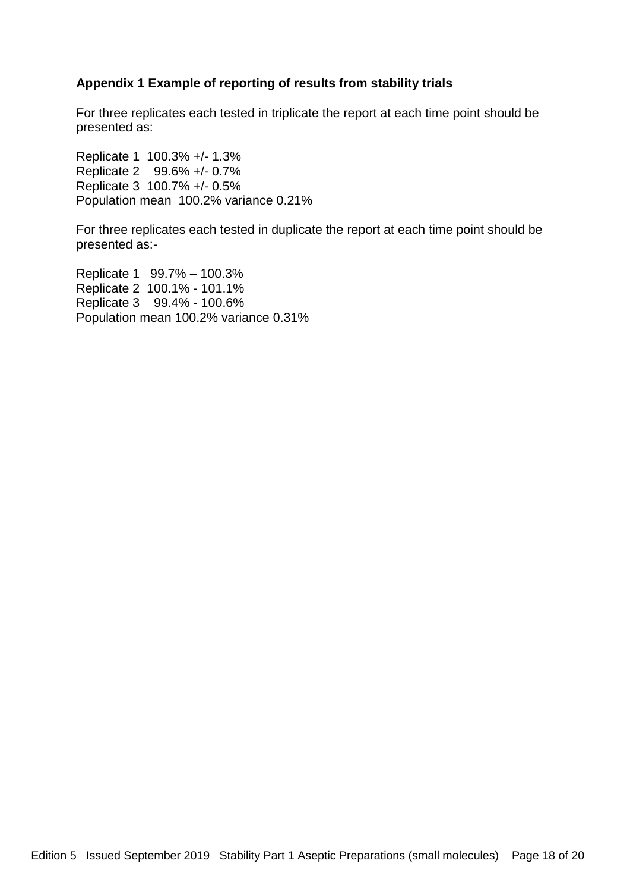**Appendix 1 Example of reporting of results from stability trials**

For three replicates each tested in triplicate the report at each time point should be presented as:

Replicate 1  100.3% +/- 1.3%
Replicate 2    99.6% +/- 0.7%
Replicate 3  100.7% +/- 0.5%
Population mean  100.2% variance 0.21%

For three replicates each tested in duplicate the report at each time point should be presented as:-

Replicate 1   99.7% – 100.3%
Replicate 2  100.1% - 101.1%
Replicate 3    99.4% - 100.6%
Population mean 100.2% variance 0.31%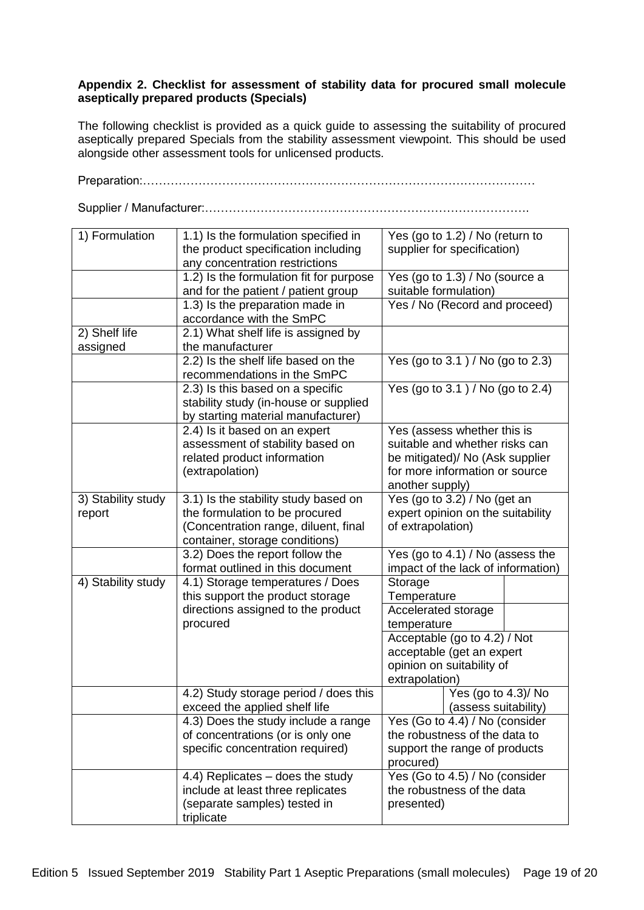**Appendix 2. Checklist for assessment of stability data for procured small molecule aseptically prepared products (Specials)**

The following checklist is provided as a quick guide to assessing the suitability of procured aseptically prepared Specials from the stability assessment viewpoint. This should be used alongside other assessment tools for unlicensed products.

Preparation:…………………………………………………………………………………

Supplier / Manufacturer:……………………………………………………………………….

| | | | |
|---|---|---|---|
| 1) Formulation | 1.1) Is the formulation specified in the product specification including any concentration restrictions | Yes (go to 1.2) / No (return to supplier for specification) | |
| | 1.2) Is the formulation fit for purpose and for the patient / patient group | Yes (go to 1.3) / No (source a suitable formulation) | |
| | 1.3) Is the preparation made in accordance with the SmPC | Yes / No (Record and proceed) | |
| 2) Shelf life assigned | 2.1) What shelf life is assigned by the manufacturer | | |
| | 2.2) Is the shelf life based on the recommendations in the SmPC | Yes (go to 3.1 ) / No (go to 2.3) | |
| | 2.3) Is this based on a specific stability study (in-house or supplied by starting material manufacturer) | Yes (go to 3.1 ) / No (go to 2.4) | |
| | 2.4) Is it based on an expert assessment of stability based on related product information (extrapolation) | Yes (assess whether this is suitable and whether risks can be mitigated)/ No (Ask supplier for more information or source another supply) | |
| 3) Stability study report | 3.1) Is the stability study based on the formulation to be procured (Concentration range, diluent, final container, storage conditions) | Yes (go to 3.2) / No (get an expert opinion on the suitability of extrapolation) | |
| | 3.2) Does the report follow the format outlined in this document | Yes (go to 4.1) / No (assess the impact of the lack of information) | |
| 4) Stability study | 4.1) Storage temperatures / Does this support the product storage directions assigned to the product procured | Storage Temperature | |
| | | Accelerated storage temperature | |
| | | Acceptable (go to 4.2) / Not acceptable (get an expert opinion on suitability of extrapolation) | |
| | 4.2) Study storage period / does this exceed the applied shelf life | | Yes (go to 4.3)/ No (assess suitability) |
| | 4.3) Does the study include a range of concentrations (or is only one specific concentration required) | Yes (Go to 4.4) / No (consider the robustness of the data to support the range of products procured) | |
| | 4.4) Replicates – does the study include at least three replicates (separate samples) tested in triplicate | Yes (Go to 4.5) / No (consider the robustness of the data presented) | |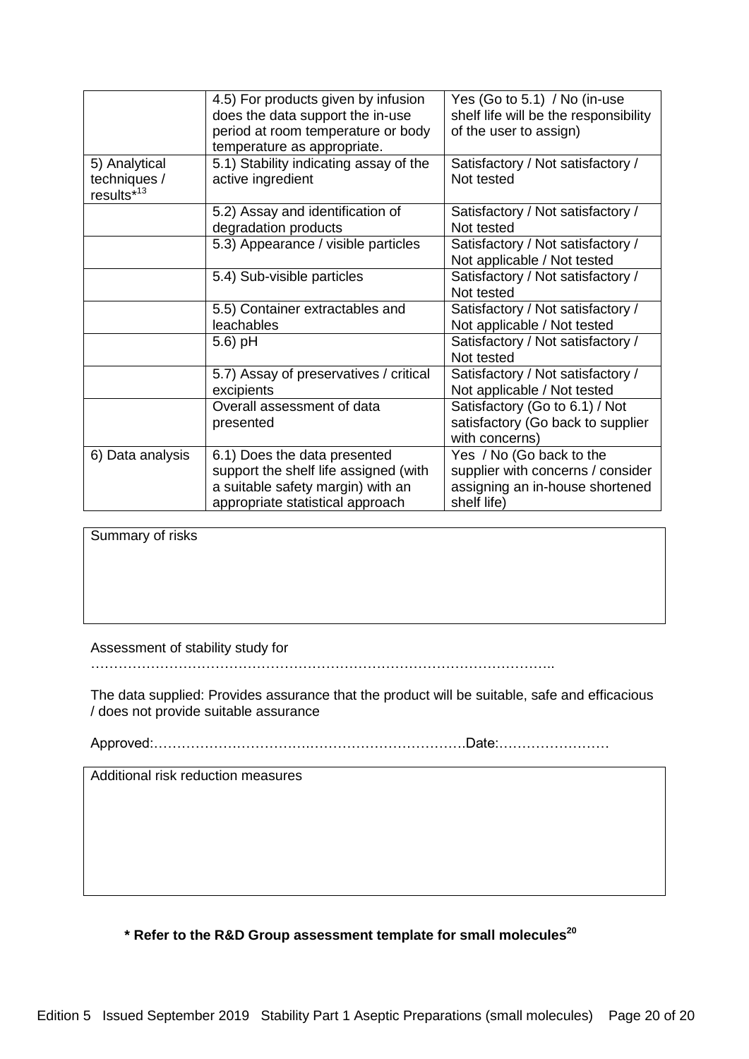| | | |
|---|---|---|
| | 4.5) For products given by infusion does the data support the in-use period at room temperature or body temperature as appropriate. | Yes (Go to 5.1) / No (in-use shelf life will be the responsibility of the user to assign) |
| 5) Analytical techniques / results*[13] | 5.1) Stability indicating assay of the active ingredient | Satisfactory / Not satisfactory / Not tested |
| | 5.2) Assay and identification of degradation products | Satisfactory / Not satisfactory / Not tested |
| | 5.3) Appearance / visible particles | Satisfactory / Not satisfactory / Not applicable / Not tested |
| | 5.4) Sub-visible particles | Satisfactory / Not satisfactory / Not tested |
| | 5.5) Container extractables and leachables | Satisfactory / Not satisfactory / Not applicable / Not tested |
| | 5.6) pH | Satisfactory / Not satisfactory / Not tested |
| | 5.7) Assay of preservatives / critical excipients | Satisfactory / Not satisfactory / Not applicable / Not tested |
| | Overall assessment of data presented | Satisfactory (Go to 6.1) / Not satisfactory (Go back to supplier with concerns) |
| 6) Data analysis | 6.1) Does the data presented support the shelf life assigned (with a suitable safety margin) with an appropriate statistical approach | Yes / No (Go back to the supplier with concerns / consider assigning an in-house shortened shelf life) |

| Summary of risks |
|---|
| |

Assessment of stability study for ………………………………………………………………………………..

The data supplied: Provides assurance that the product will be suitable, safe and efficacious / does not provide suitable assurance

Approved:……………………………………………………………Date:……………………

| Additional risk reduction measures |
|---|
| |

**\* Refer to the R&D Group assessment template for small molecules[20]**